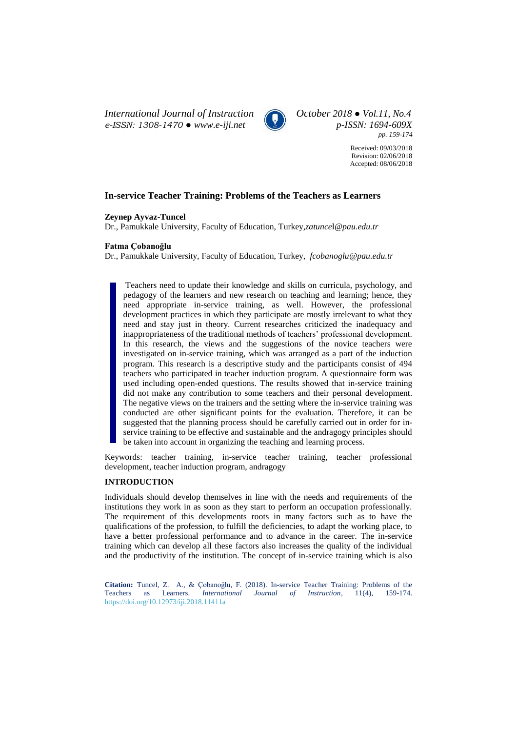Received: 09/03/2018
Revision: 02/06/2018
Accepted: 08/06/2018

# In-service Teacher Training: Problems of the Teachers as Learners

**Zeynep Ayvaz-Tuncel**

Dr., Pamukkale University, Faculty of Education, Turkey,*zatuncel@pau.edu.tr*

**Fatma Çobanoğlu**

Dr., Pamukkale University, Faculty of Education, Turkey, *fcobanoglu@pau.edu.tr*

Teachers need to update their knowledge and skills on curricula, psychology, and pedagogy of the learners and new research on teaching and learning; hence, they need appropriate in-service training, as well. However, the professional development practices in which they participate are mostly irrelevant to what they need and stay just in theory. Current researches criticized the inadequacy and inappropriateness of the traditional methods of teachers' professional development. In this research, the views and the suggestions of the novice teachers were investigated on in-service training, which was arranged as a part of the induction program. This research is a descriptive study and the participants consist of 494 teachers who participated in teacher induction program. A questionnaire form was used including open-ended questions. The results showed that in-service training did not make any contribution to some teachers and their personal development. The negative views on the trainers and the setting where the in-service training was conducted are other significant points for the evaluation. Therefore, it can be suggested that the planning process should be carefully carried out in order for in-service training to be effective and sustainable and the andragogy principles should be taken into account in organizing the teaching and learning process.

Keywords: teacher training, in-service teacher training, teacher professional development, teacher induction program, andragogy

## INTRODUCTION

Individuals should develop themselves in line with the needs and requirements of the institutions they work in as soon as they start to perform an occupation professionally. The requirement of this developments roots in many factors such as to have the qualifications of the profession, to fulfill the deficiencies, to adapt the working place, to have a better professional performance and to advance in the career. The in-service training which can develop all these factors also increases the quality of the individual and the productivity of the institution. The concept of in-service training which is also

**Citation:** Tuncel, Z. A., & Çobanoğlu, F. (2018). In-service Teacher Training: Problems of the Teachers as Learners. *International Journal of Instruction*, 11(4), 159-174. https://doi.org/10.12973/iji.2018.11411a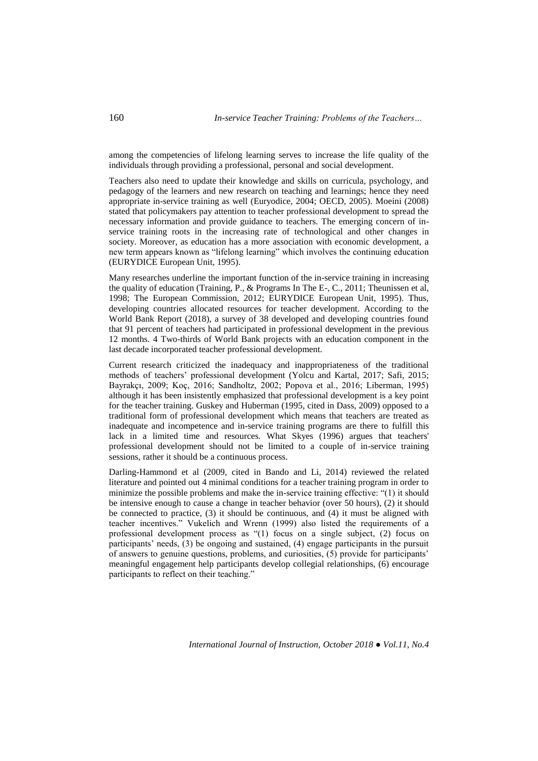among the competencies of lifelong learning serves to increase the life quality of the individuals through providing a professional, personal and social development.

Teachers also need to update their knowledge and skills on curricula, psychology, and pedagogy of the learners and new research on teaching and learnings; hence they need appropriate in-service training as well (Euryodice, 2004; OECD, 2005). Moeini (2008) stated that policymakers pay attention to teacher professional development to spread the necessary information and provide guidance to teachers. The emerging concern of in-service training roots in the increasing rate of technological and other changes in society. Moreover, as education has a more association with economic development, a new term appears known as "lifelong learning" which involves the continuing education (EURYDICE European Unit, 1995).

Many researches underline the important function of the in-service training in increasing the quality of education (Training, P., & Programs In The E-, C., 2011; Theunissen et al, 1998; The European Commission, 2012; EURYDICE European Unit, 1995). Thus, developing countries allocated resources for teacher development. According to the World Bank Report (2018), a survey of 38 developed and developing countries found that 91 percent of teachers had participated in professional development in the previous 12 months. 4 Two-thirds of World Bank projects with an education component in the last decade incorporated teacher professional development.

Current research criticized the inadequacy and inappropriateness of the traditional methods of teachers' professional development (Yolcu and Kartal, 2017; Safi, 2015; Bayrakçı, 2009; Koç, 2016; Sandholtz, 2002; Popova et al., 2016; Liberman, 1995) although it has been insistently emphasized that professional development is a key point for the teacher training. Guskey and Huberman (1995, cited in Dass, 2009) opposed to a traditional form of professional development which means that teachers are treated as inadequate and incompetence and in-service training programs are there to fulfill this lack in a limited time and resources. What Skyes (1996) argues that teachers' professional development should not be limited to a couple of in-service training sessions, rather it should be a continuous process.

Darling-Hammond et al (2009, cited in Bando and Li, 2014) reviewed the related literature and pointed out 4 minimal conditions for a teacher training program in order to minimize the possible problems and make the in-service training effective: "(1) it should be intensive enough to cause a change in teacher behavior (over 50 hours), (2) it should be connected to practice, (3) it should be continuous, and (4) it must be aligned with teacher incentives." Vukelich and Wrenn (1999) also listed the requirements of a professional development process as "(1) focus on a single subject, (2) focus on participants' needs, (3) be ongoing and sustained, (4) engage participants in the pursuit of answers to genuine questions, problems, and curiosities, (5) provide for participants' meaningful engagement help participants develop collegial relationships, (6) encourage participants to reflect on their teaching."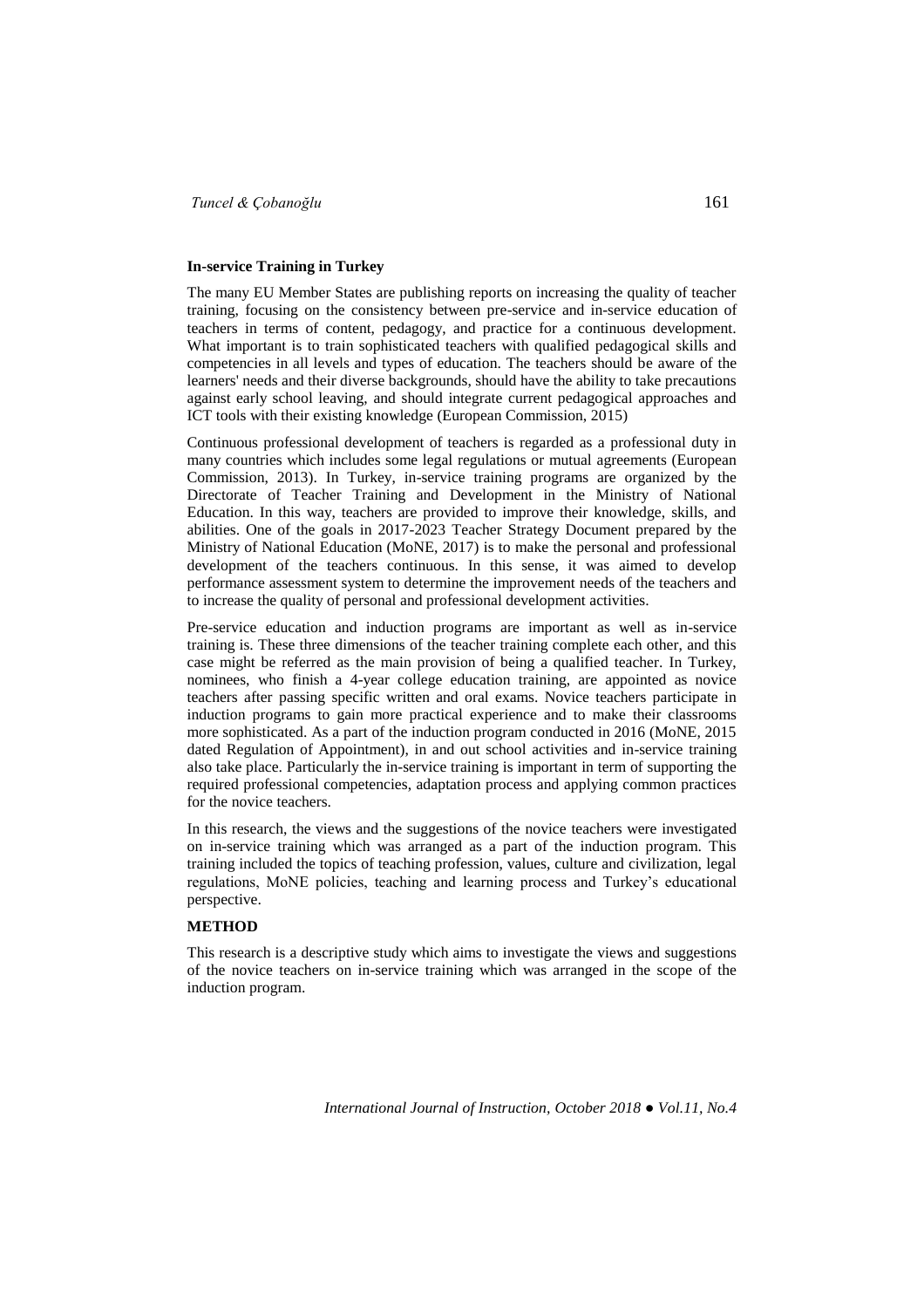**In-service Training in Turkey**

The many EU Member States are publishing reports on increasing the quality of teacher training, focusing on the consistency between pre-service and in-service education of teachers in terms of content, pedagogy, and practice for a continuous development. What important is to train sophisticated teachers with qualified pedagogical skills and competencies in all levels and types of education. The teachers should be aware of the learners' needs and their diverse backgrounds, should have the ability to take precautions against early school leaving, and should integrate current pedagogical approaches and ICT tools with their existing knowledge (European Commission, 2015)

Continuous professional development of teachers is regarded as a professional duty in many countries which includes some legal regulations or mutual agreements (European Commission, 2013). In Turkey, in-service training programs are organized by the Directorate of Teacher Training and Development in the Ministry of National Education. In this way, teachers are provided to improve their knowledge, skills, and abilities. One of the goals in 2017-2023 Teacher Strategy Document prepared by the Ministry of National Education (MoNE, 2017) is to make the personal and professional development of the teachers continuous. In this sense, it was aimed to develop performance assessment system to determine the improvement needs of the teachers and to increase the quality of personal and professional development activities.

Pre-service education and induction programs are important as well as in-service training is. These three dimensions of the teacher training complete each other, and this case might be referred as the main provision of being a qualified teacher. In Turkey, nominees, who finish a 4-year college education training, are appointed as novice teachers after passing specific written and oral exams. Novice teachers participate in induction programs to gain more practical experience and to make their classrooms more sophisticated. As a part of the induction program conducted in 2016 (MoNE, 2015 dated Regulation of Appointment), in and out school activities and in-service training also take place. Particularly the in-service training is important in term of supporting the required professional competencies, adaptation process and applying common practices for the novice teachers.

In this research, the views and the suggestions of the novice teachers were investigated on in-service training which was arranged as a part of the induction program. This training included the topics of teaching profession, values, culture and civilization, legal regulations, MoNE policies, teaching and learning process and Turkey's educational perspective.

## METHOD

This research is a descriptive study which aims to investigate the views and suggestions of the novice teachers on in-service training which was arranged in the scope of the induction program.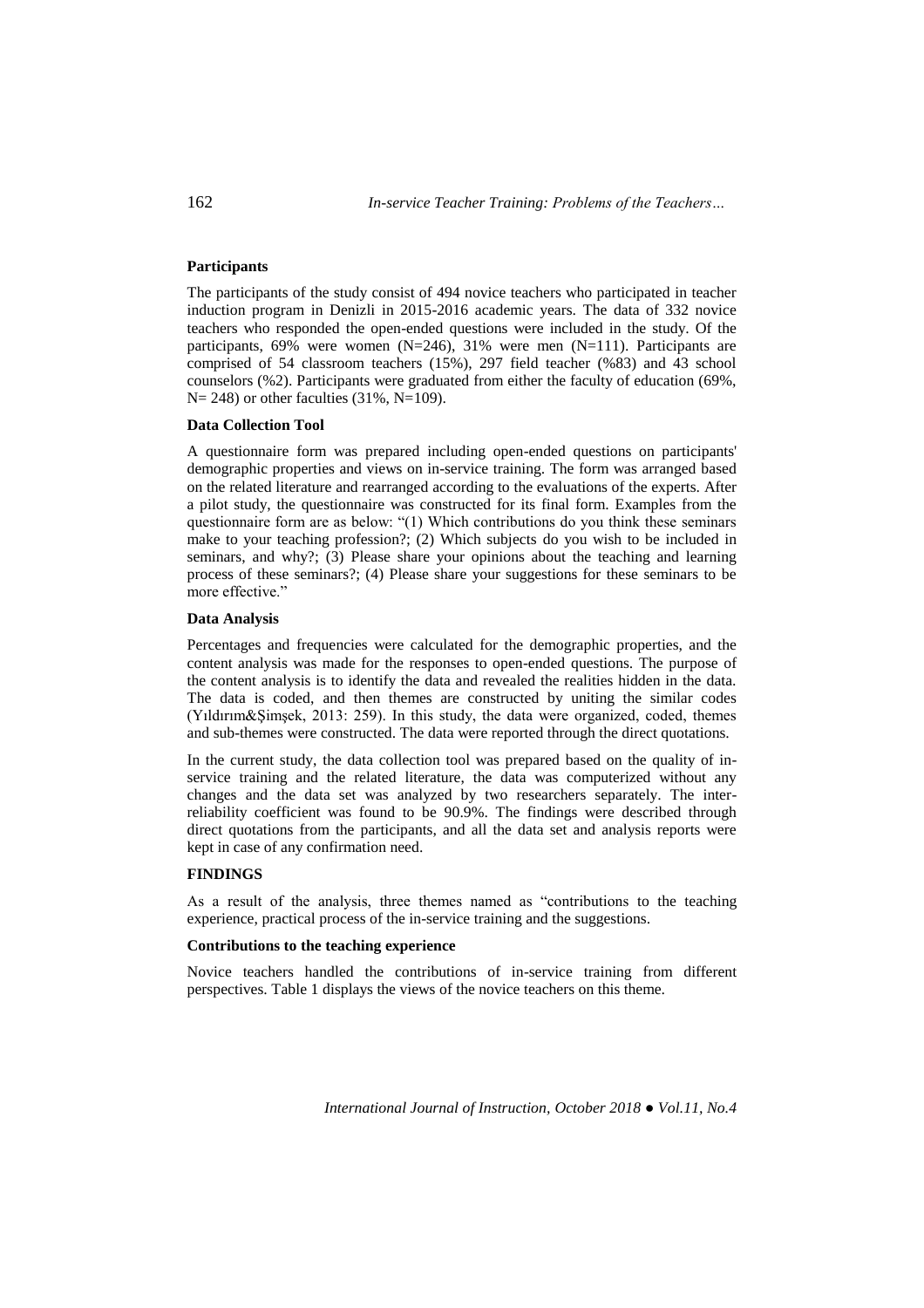### Participants

The participants of the study consist of 494 novice teachers who participated in teacher induction program in Denizli in 2015-2016 academic years. The data of 332 novice teachers who responded the open-ended questions were included in the study. Of the participants, 69% were women (N=246), 31% were men (N=111). Participants are comprised of 54 classroom teachers (15%), 297 field teacher (%83) and 43 school counselors (%2). Participants were graduated from either the faculty of education (69%, N= 248) or other faculties (31%, N=109).

### Data Collection Tool

A questionnaire form was prepared including open-ended questions on participants' demographic properties and views on in-service training. The form was arranged based on the related literature and rearranged according to the evaluations of the experts. After a pilot study, the questionnaire was constructed for its final form. Examples from the questionnaire form are as below: "(1) Which contributions do you think these seminars make to your teaching profession?; (2) Which subjects do you wish to be included in seminars, and why?; (3) Please share your opinions about the teaching and learning process of these seminars?; (4) Please share your suggestions for these seminars to be more effective."

### Data Analysis

Percentages and frequencies were calculated for the demographic properties, and the content analysis was made for the responses to open-ended questions. The purpose of the content analysis is to identify the data and revealed the realities hidden in the data. The data is coded, and then themes are constructed by uniting the similar codes (Yıldırım&Şimşek, 2013: 259). In this study, the data were organized, coded, themes and sub-themes were constructed. The data were reported through the direct quotations.

In the current study, the data collection tool was prepared based on the quality of in-service training and the related literature, the data was computerized without any changes and the data set was analyzed by two researchers separately. The inter-reliability coefficient was found to be 90.9%. The findings were described through direct quotations from the participants, and all the data set and analysis reports were kept in case of any confirmation need.

## FINDINGS

As a result of the analysis, three themes named as "contributions to the teaching experience, practical process of the in-service training and the suggestions.

### Contributions to the teaching experience

Novice teachers handled the contributions of in-service training from different perspectives. Table 1 displays the views of the novice teachers on this theme.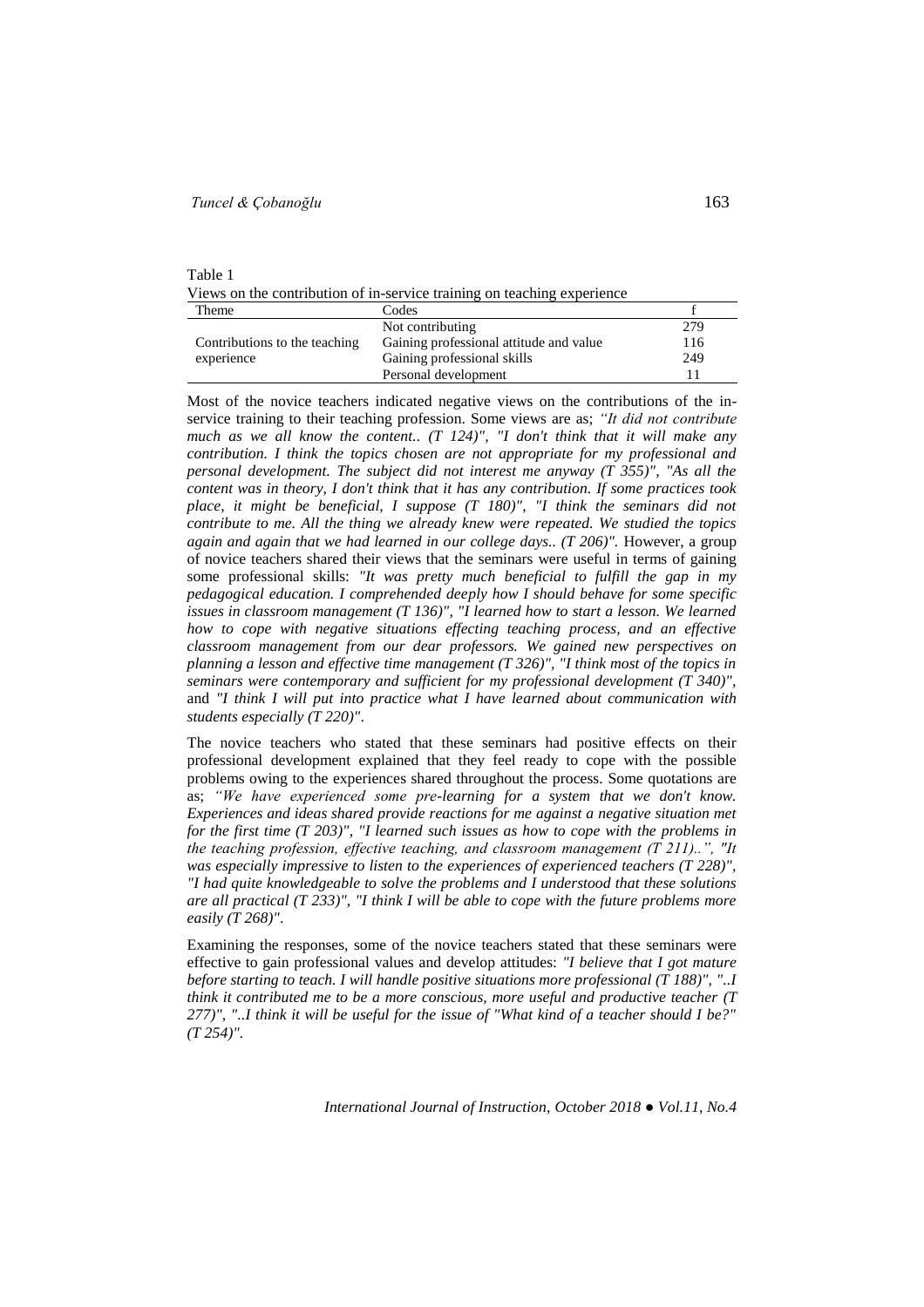Table 1

Views on the contribution of in-service training on teaching experience

| Theme | Codes | f |
|---|---|---|
| Contributions to the teaching experience | Not contributing | 279 |
| | Gaining professional attitude and value | 116 |
| | Gaining professional skills | 249 |
| | Personal development | 11 |

Most of the novice teachers indicated negative views on the contributions of the in-service training to their teaching profession. Some views are as; *"It did not contribute much as we all know the content.. (T 124)", "I don't think that it will make any contribution. I think the topics chosen are not appropriate for my professional and personal development. The subject did not interest me anyway (T 355)", "As all the content was in theory, I don't think that it has any contribution. If some practices took place, it might be beneficial, I suppose (T 180)", "I think the seminars did not contribute to me. All the thing we already knew were repeated. We studied the topics again and again that we had learned in our college days.. (T 206)".* However, a group of novice teachers shared their views that the seminars were useful in terms of gaining some professional skills: *"It was pretty much beneficial to fulfill the gap in my pedagogical education. I comprehended deeply how I should behave for some specific issues in classroom management (T 136)", "I learned how to start a lesson. We learned how to cope with negative situations effecting teaching process, and an effective classroom management from our dear professors. We gained new perspectives on planning a lesson and effective time management (T 326)", "I think most of the topics in seminars were contemporary and sufficient for my professional development (T 340)",* and *"I think I will put into practice what I have learned about communication with students especially (T 220)".*

The novice teachers who stated that these seminars had positive effects on their professional development explained that they feel ready to cope with the possible problems owing to the experiences shared throughout the process. Some quotations are as; *"We have experienced some pre-learning for a system that we don't know. Experiences and ideas shared provide reactions for me against a negative situation met for the first time (T 203)", "I learned such issues as how to cope with the problems in the teaching profession, effective teaching, and classroom management (T 211)..", "It was especially impressive to listen to the experiences of experienced teachers (T 228)", "I had quite knowledgeable to solve the problems and I understood that these solutions are all practical (T 233)", "I think I will be able to cope with the future problems more easily (T 268)".*

Examining the responses, some of the novice teachers stated that these seminars were effective to gain professional values and develop attitudes: *"I believe that I got mature before starting to teach. I will handle positive situations more professional (T 188)", "..I think it contributed me to be a more conscious, more useful and productive teacher (T 277)", "..I think it will be useful for the issue of "What kind of a teacher should I be?" (T 254)".*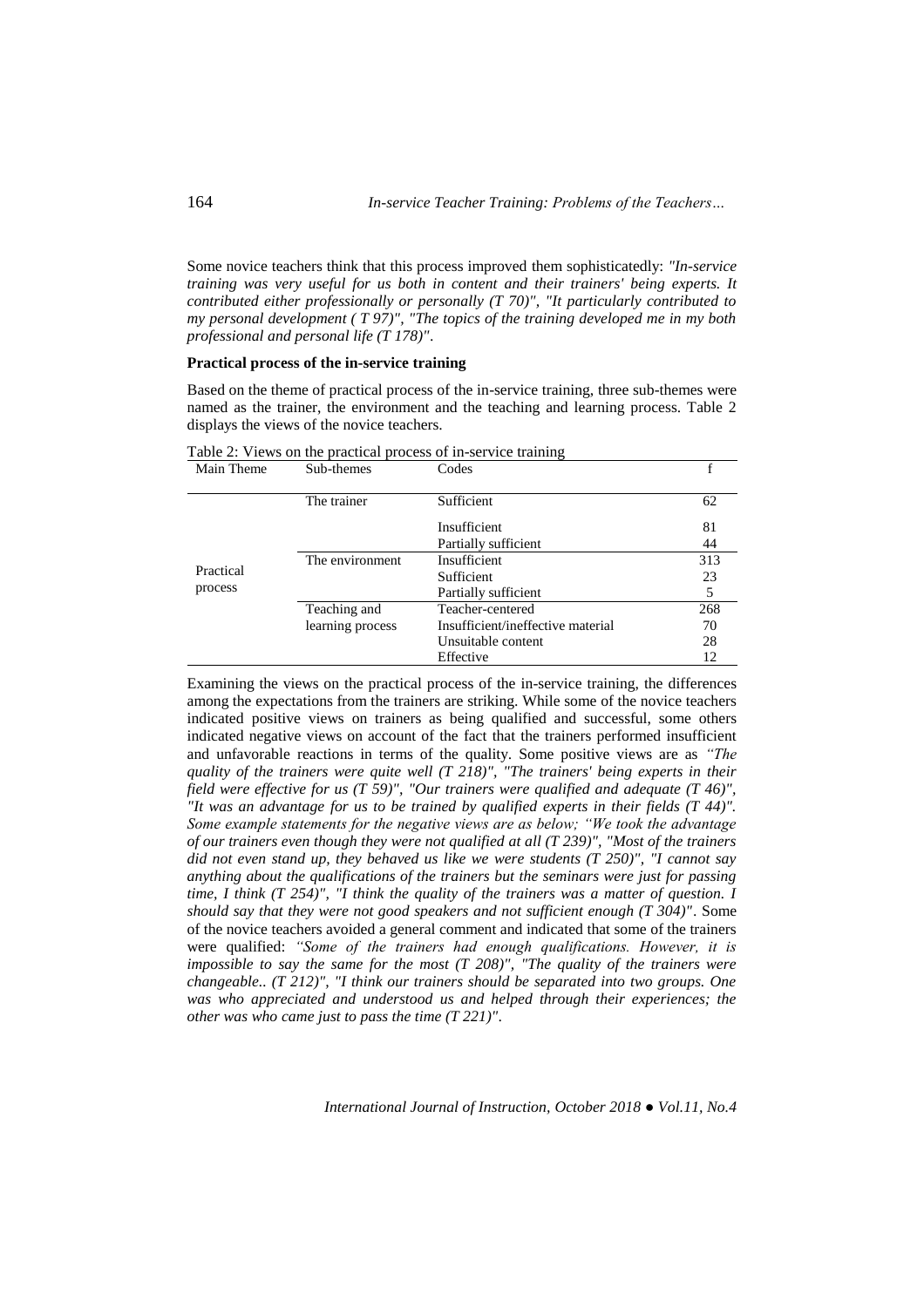Some novice teachers think that this process improved them sophisticatedly: *"In-service training was very useful for us both in content and their trainers' being experts. It contributed either professionally or personally (T 70)", "It particularly contributed to my personal development ( T 97)", "The topics of the training developed me in my both professional and personal life (T 178)".*

**Practical process of the in-service training**

Based on the theme of practical process of the in-service training, three sub-themes were named as the trainer, the environment and the teaching and learning process. Table 2 displays the views of the novice teachers.

Table 2: Views on the practical process of in-service training

| Main Theme | Sub-themes | Codes | f |
|---|---|---|---|
| Practical process | The trainer | Sufficient | 62 |
| | | Insufficient | 81 |
| | | Partially sufficient | 44 |
| | The environment | Insufficient | 313 |
| | | Sufficient | 23 |
| | | Partially sufficient | 5 |
| | Teaching and learning process | Teacher-centered | 268 |
| | | Insufficient/ineffective material | 70 |
| | | Unsuitable content | 28 |
| | | Effective | 12 |

Examining the views on the practical process of the in-service training, the differences among the expectations from the trainers are striking. While some of the novice teachers indicated positive views on trainers as being qualified and successful, some others indicated negative views on account of the fact that the trainers performed insufficient and unfavorable reactions in terms of the quality. Some positive views are as *"The quality of the trainers were quite well (T 218)", "The trainers' being experts in their field were effective for us (T 59)", "Our trainers were qualified and adequate (T 46)", "It was an advantage for us to be trained by qualified experts in their fields (T 44)". Some example statements for the negative views are as below; "We took the advantage of our trainers even though they were not qualified at all (T 239)", "Most of the trainers did not even stand up, they behaved us like we were students (T 250)", "I cannot say anything about the qualifications of the trainers but the seminars were just for passing time, I think (T 254)", "I think the quality of the trainers was a matter of question. I should say that they were not good speakers and not sufficient enough (T 304)"*. Some of the novice teachers avoided a general comment and indicated that some of the trainers were qualified: *"Some of the trainers had enough qualifications. However, it is impossible to say the same for the most (T 208)", "The quality of the trainers were changeable.. (T 212)", "I think our trainers should be separated into two groups. One was who appreciated and understood us and helped through their experiences; the other was who came just to pass the time (T 221)".*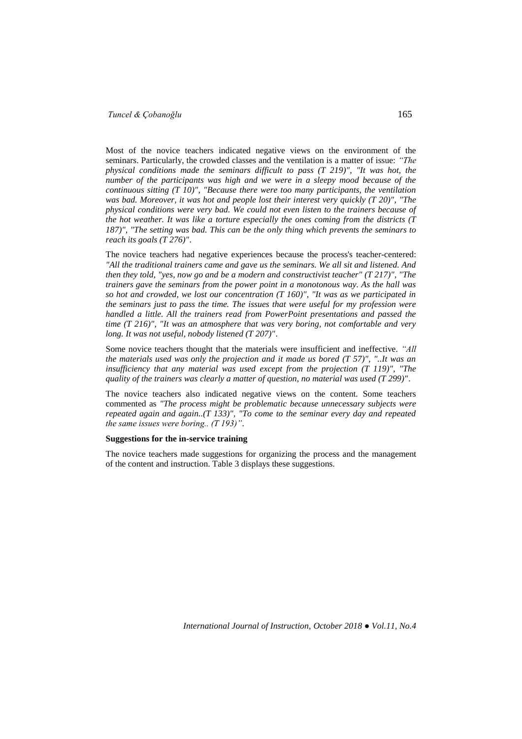Most of the novice teachers indicated negative views on the environment of the seminars. Particularly, the crowded classes and the ventilation is a matter of issue: *"The physical conditions made the seminars difficult to pass (T 219)", "It was hot, the number of the participants was high and we were in a sleepy mood because of the continuous sitting (T 10)", "Because there were too many participants, the ventilation was bad. Moreover, it was hot and people lost their interest very quickly (T 20)", "The physical conditions were very bad. We could not even listen to the trainers because of the hot weather. It was like a torture especially the ones coming from the districts (T 187)", "The setting was bad. This can be the only thing which prevents the seminars to reach its goals (T 276)"*.

The novice teachers had negative experiences because the process's teacher-centered: *"All the traditional trainers came and gave us the seminars. We all sit and listened. And then they told, "yes, now go and be a modern and constructivist teacher" (T 217)", "The trainers gave the seminars from the power point in a monotonous way. As the hall was so hot and crowded, we lost our concentration (T 160)", "It was as we participated in the seminars just to pass the time. The issues that were useful for my profession were handled a little. All the trainers read from PowerPoint presentations and passed the time (T 216)", "It was an atmosphere that was very boring, not comfortable and very long. It was not useful, nobody listened (T 207)"*.

Some novice teachers thought that the materials were insufficient and ineffective. *"All the materials used was only the projection and it made us bored (T 57)", "..It was an insufficiency that any material was used except from the projection (T 119)", "The quality of the trainers was clearly a matter of question, no material was used (T 299)"*.

The novice teachers also indicated negative views on the content. Some teachers commented as *"The process might be problematic because unnecessary subjects were repeated again and again..(T 133)", "To come to the seminar every day and repeated the same issues were boring.. (T 193)"*.

**Suggestions for the in-service training**

The novice teachers made suggestions for organizing the process and the management of the content and instruction. Table 3 displays these suggestions.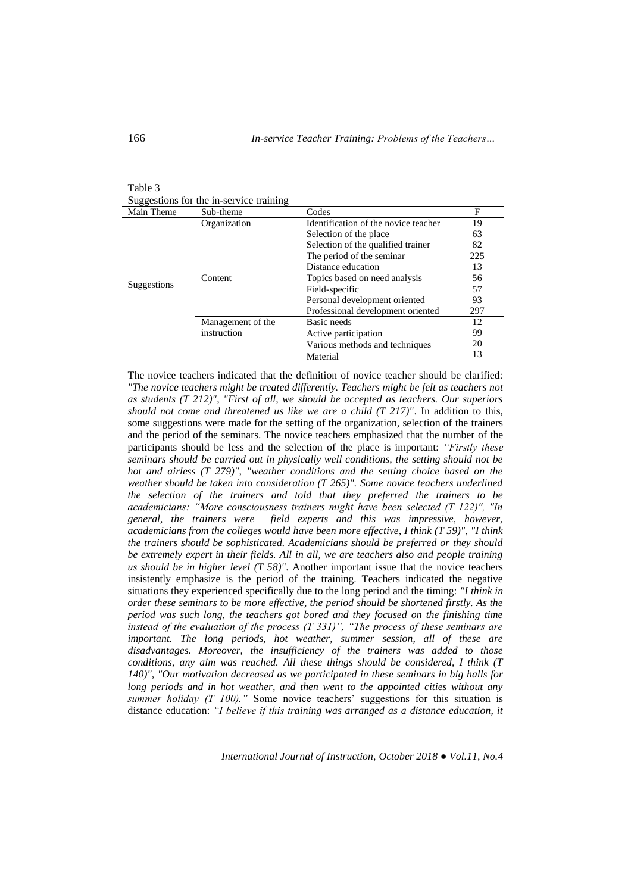Table 3

Suggestions for the in-service training

| Main Theme | Sub-theme | Codes | F |
|---|---|---|---|
| Suggestions | Organization | Identification of the novice teacher | 19 |
| | | Selection of the place | 63 |
| | | Selection of the qualified trainer | 82 |
| | | The period of the seminar | 225 |
| | | Distance education | 13 |
| | Content | Topics based on need analysis | 56 |
| | | Field-specific | 57 |
| | | Personal development oriented | 93 |
| | | Professional development oriented | 297 |
| | Management of the instruction | Basic needs | 12 |
| | | Active participation | 99 |
| | | Various methods and techniques | 20 |
| | | Material | 13 |

The novice teachers indicated that the definition of novice teacher should be clarified: *"The novice teachers might be treated differently. Teachers might be felt as teachers not as students (T 212)", "First of all, we should be accepted as teachers. Our superiors should not come and threatened us like we are a child (T 217)"*. In addition to this, some suggestions were made for the setting of the organization, selection of the trainers and the period of the seminars. The novice teachers emphasized that the number of the participants should be less and the selection of the place is important: *"Firstly these seminars should be carried out in physically well conditions, the setting should not be hot and airless (T 279)", "weather conditions and the setting choice based on the weather should be taken into consideration (T 265)". Some novice teachers underlined the selection of the trainers and told that they preferred the trainers to be academicians: "More consciousness trainers might have been selected (T 122)", "In general, the trainers were field experts and this was impressive, however, academicians from the colleges would have been more effective, I think (T 59)", "I think the trainers should be sophisticated. Academicians should be preferred or they should be extremely expert in their fields. All in all, we are teachers also and people training us should be in higher level (T 58)"*. Another important issue that the novice teachers insistently emphasize is the period of the training. Teachers indicated the negative situations they experienced specifically due to the long period and the timing: *"I think in order these seminars to be more effective, the period should be shortened firstly. As the period was such long, the teachers got bored and they focused on the finishing time instead of the evaluation of the process (T 331)", "The process of these seminars are important. The long periods, hot weather, summer session, all of these are disadvantages. Moreover, the insufficiency of the trainers was added to those conditions, any aim was reached. All these things should be considered, I think (T 140)", "Our motivation decreased as we participated in these seminars in big halls for long periods and in hot weather, and then went to the appointed cities without any summer holiday (T 100)."* Some novice teachers' suggestions for this situation is distance education: *"I believe if this training was arranged as a distance education, it*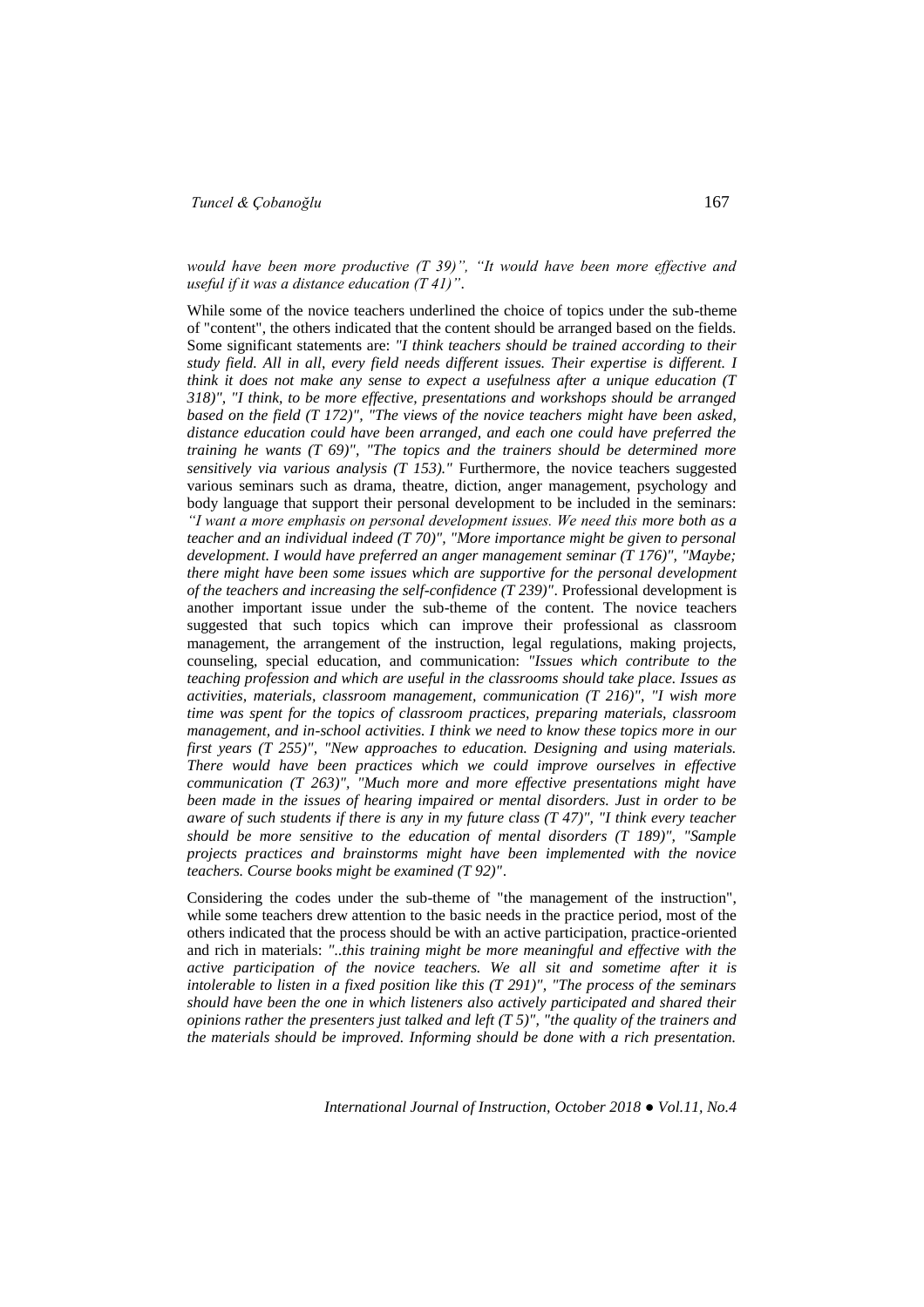*would have been more productive (T 39)", "It would have been more effective and useful if it was a distance education (T 41)".*

While some of the novice teachers underlined the choice of topics under the sub-theme of "content", the others indicated that the content should be arranged based on the fields. Some significant statements are: *"I think teachers should be trained according to their study field. All in all, every field needs different issues. Their expertise is different. I think it does not make any sense to expect a usefulness after a unique education (T 318)", "I think, to be more effective, presentations and workshops should be arranged based on the field (T 172)", "The views of the novice teachers might have been asked, distance education could have been arranged, and each one could have preferred the training he wants (T 69)", "The topics and the trainers should be determined more sensitively via various analysis (T 153)."* Furthermore, the novice teachers suggested various seminars such as drama, theatre, diction, anger management, psychology and body language that support their personal development to be included in the seminars: *"I want a more emphasis on personal development issues. We need this more both as a teacher and an individual indeed (T 70)", "More importance might be given to personal development. I would have preferred an anger management seminar (T 176)", "Maybe; there might have been some issues which are supportive for the personal development of the teachers and increasing the self-confidence (T 239)"*. Professional development is another important issue under the sub-theme of the content. The novice teachers suggested that such topics which can improve their professional as classroom management, the arrangement of the instruction, legal regulations, making projects, counseling, special education, and communication: *"Issues which contribute to the teaching profession and which are useful in the classrooms should take place. Issues as activities, materials, classroom management, communication (T 216)", "I wish more time was spent for the topics of classroom practices, preparing materials, classroom management, and in-school activities. I think we need to know these topics more in our first years (T 255)", "New approaches to education. Designing and using materials. There would have been practices which we could improve ourselves in effective communication (T 263)", "Much more and more effective presentations might have been made in the issues of hearing impaired or mental disorders. Just in order to be aware of such students if there is any in my future class (T 47)", "I think every teacher should be more sensitive to the education of mental disorders (T 189)", "Sample projects practices and brainstorms might have been implemented with the novice teachers. Course books might be examined (T 92)"*.

Considering the codes under the sub-theme of "the management of the instruction", while some teachers drew attention to the basic needs in the practice period, most of the others indicated that the process should be with an active participation, practice-oriented and rich in materials: *"..this training might be more meaningful and effective with the active participation of the novice teachers. We all sit and sometime after it is intolerable to listen in a fixed position like this (T 291)", "The process of the seminars should have been the one in which listeners also actively participated and shared their opinions rather the presenters just talked and left (T 5)", "the quality of the trainers and the materials should be improved. Informing should be done with a rich presentation.*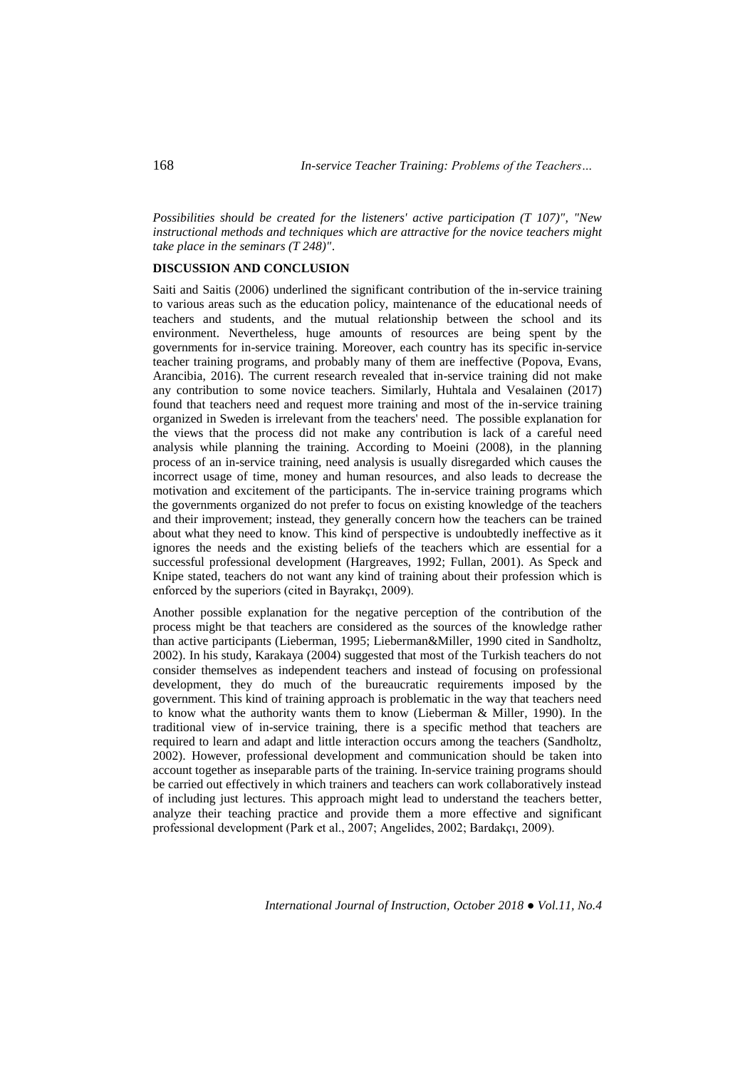*Possibilities should be created for the listeners' active participation (T 107)", "New instructional methods and techniques which are attractive for the novice teachers might take place in the seminars (T 248)".*

## DISCUSSION AND CONCLUSION

Saiti and Saitis (2006) underlined the significant contribution of the in-service training to various areas such as the education policy, maintenance of the educational needs of teachers and students, and the mutual relationship between the school and its environment. Nevertheless, huge amounts of resources are being spent by the governments for in-service training. Moreover, each country has its specific in-service teacher training programs, and probably many of them are ineffective (Popova, Evans, Arancibia, 2016). The current research revealed that in-service training did not make any contribution to some novice teachers. Similarly, Huhtala and Vesalainen (2017) found that teachers need and request more training and most of the in-service training organized in Sweden is irrelevant from the teachers' need. The possible explanation for the views that the process did not make any contribution is lack of a careful need analysis while planning the training. According to Moeini (2008), in the planning process of an in-service training, need analysis is usually disregarded which causes the incorrect usage of time, money and human resources, and also leads to decrease the motivation and excitement of the participants. The in-service training programs which the governments organized do not prefer to focus on existing knowledge of the teachers and their improvement; instead, they generally concern how the teachers can be trained about what they need to know. This kind of perspective is undoubtedly ineffective as it ignores the needs and the existing beliefs of the teachers which are essential for a successful professional development (Hargreaves, 1992; Fullan, 2001). As Speck and Knipe stated, teachers do not want any kind of training about their profession which is enforced by the superiors (cited in Bayrakçı, 2009).

Another possible explanation for the negative perception of the contribution of the process might be that teachers are considered as the sources of the knowledge rather than active participants (Lieberman, 1995; Lieberman&Miller, 1990 cited in Sandholtz, 2002). In his study, Karakaya (2004) suggested that most of the Turkish teachers do not consider themselves as independent teachers and instead of focusing on professional development, they do much of the bureaucratic requirements imposed by the government. This kind of training approach is problematic in the way that teachers need to know what the authority wants them to know (Lieberman & Miller, 1990). In the traditional view of in-service training, there is a specific method that teachers are required to learn and adapt and little interaction occurs among the teachers (Sandholtz, 2002). However, professional development and communication should be taken into account together as inseparable parts of the training. In-service training programs should be carried out effectively in which trainers and teachers can work collaboratively instead of including just lectures. This approach might lead to understand the teachers better, analyze their teaching practice and provide them a more effective and significant professional development (Park et al., 2007; Angelides, 2002; Bardakçı, 2009).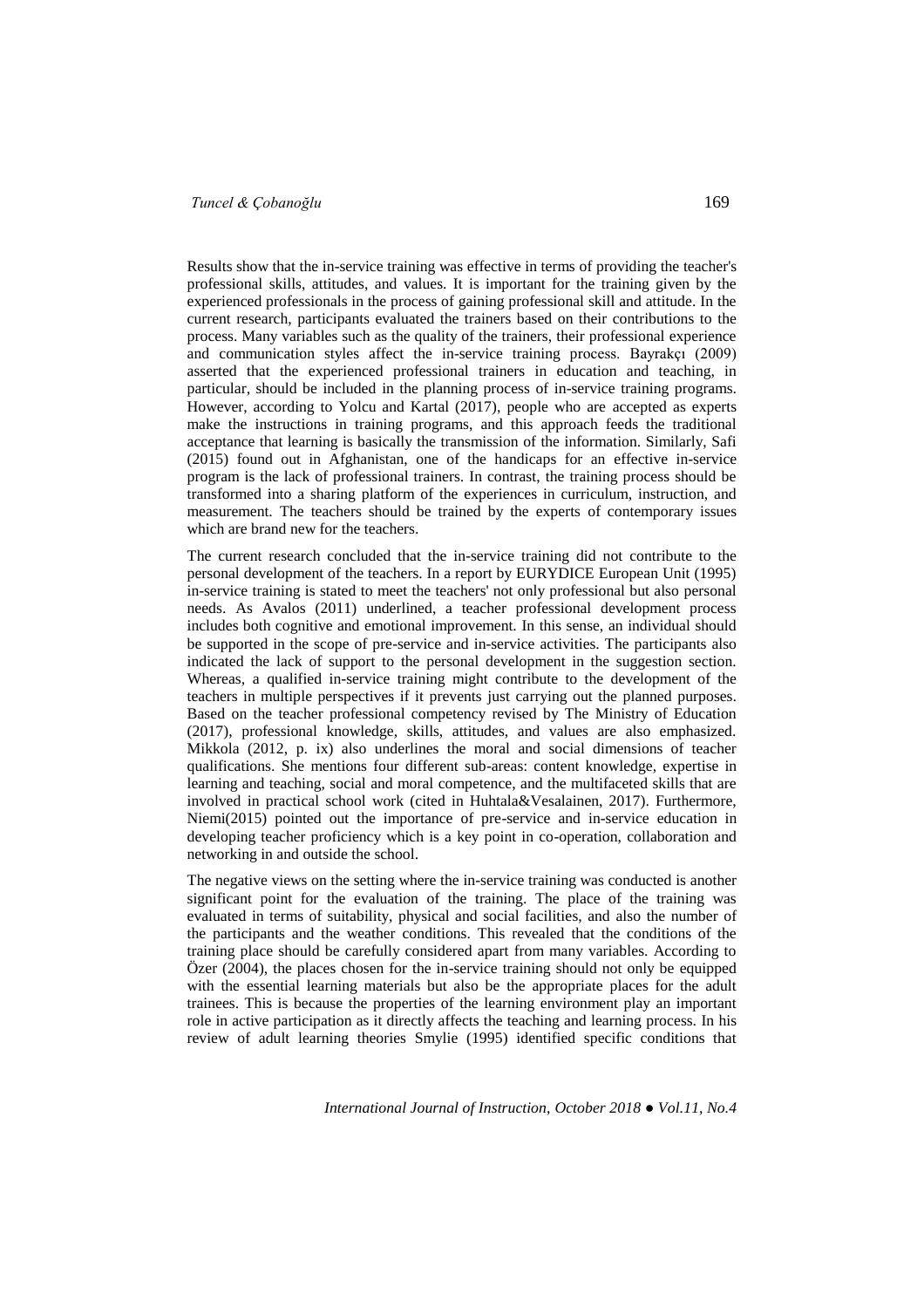Results show that the in-service training was effective in terms of providing the teacher's professional skills, attitudes, and values. It is important for the training given by the experienced professionals in the process of gaining professional skill and attitude. In the current research, participants evaluated the trainers based on their contributions to the process. Many variables such as the quality of the trainers, their professional experience and communication styles affect the in-service training process. Bayrakçı (2009) asserted that the experienced professional trainers in education and teaching, in particular, should be included in the planning process of in-service training programs. However, according to Yolcu and Kartal (2017), people who are accepted as experts make the instructions in training programs, and this approach feeds the traditional acceptance that learning is basically the transmission of the information. Similarly, Safi (2015) found out in Afghanistan, one of the handicaps for an effective in-service program is the lack of professional trainers. In contrast, the training process should be transformed into a sharing platform of the experiences in curriculum, instruction, and measurement. The teachers should be trained by the experts of contemporary issues which are brand new for the teachers.

The current research concluded that the in-service training did not contribute to the personal development of the teachers. In a report by EURYDICE European Unit (1995) in-service training is stated to meet the teachers' not only professional but also personal needs. As Avalos (2011) underlined, a teacher professional development process includes both cognitive and emotional improvement. In this sense, an individual should be supported in the scope of pre-service and in-service activities. The participants also indicated the lack of support to the personal development in the suggestion section. Whereas, a qualified in-service training might contribute to the development of the teachers in multiple perspectives if it prevents just carrying out the planned purposes. Based on the teacher professional competency revised by The Ministry of Education (2017), professional knowledge, skills, attitudes, and values are also emphasized. Mikkola (2012, p. ix) also underlines the moral and social dimensions of teacher qualifications. She mentions four different sub-areas: content knowledge, expertise in learning and teaching, social and moral competence, and the multifaceted skills that are involved in practical school work (cited in Huhtala&Vesalainen, 2017). Furthermore, Niemi(2015) pointed out the importance of pre-service and in-service education in developing teacher proficiency which is a key point in co-operation, collaboration and networking in and outside the school.

The negative views on the setting where the in-service training was conducted is another significant point for the evaluation of the training. The place of the training was evaluated in terms of suitability, physical and social facilities, and also the number of the participants and the weather conditions. This revealed that the conditions of the training place should be carefully considered apart from many variables. According to Özer (2004), the places chosen for the in-service training should not only be equipped with the essential learning materials but also be the appropriate places for the adult trainees. This is because the properties of the learning environment play an important role in active participation as it directly affects the teaching and learning process. In his review of adult learning theories Smylie (1995) identified specific conditions that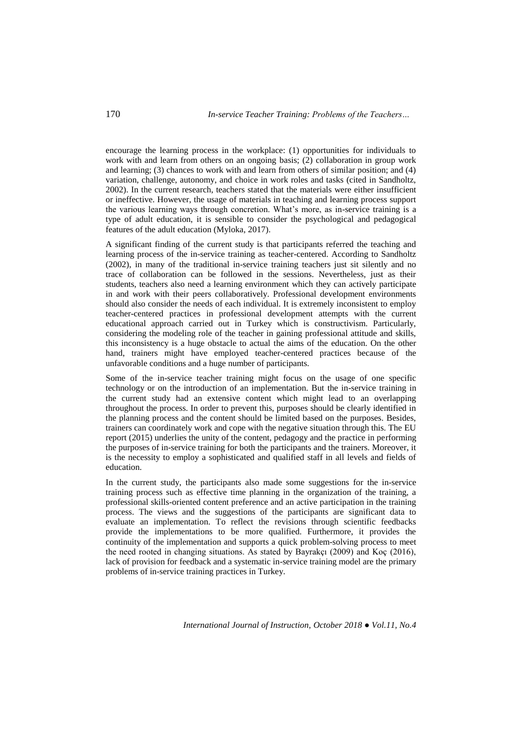encourage the learning process in the workplace: (1) opportunities for individuals to work with and learn from others on an ongoing basis; (2) collaboration in group work and learning; (3) chances to work with and learn from others of similar position; and (4) variation, challenge, autonomy, and choice in work roles and tasks (cited in Sandholtz, 2002). In the current research, teachers stated that the materials were either insufficient or ineffective. However, the usage of materials in teaching and learning process support the various learning ways through concretion. What's more, as in-service training is a type of adult education, it is sensible to consider the psychological and pedagogical features of the adult education (Myloka, 2017).

A significant finding of the current study is that participants referred the teaching and learning process of the in-service training as teacher-centered. According to Sandholtz (2002), in many of the traditional in-service training teachers just sit silently and no trace of collaboration can be followed in the sessions. Nevertheless, just as their students, teachers also need a learning environment which they can actively participate in and work with their peers collaboratively. Professional development environments should also consider the needs of each individual. It is extremely inconsistent to employ teacher-centered practices in professional development attempts with the current educational approach carried out in Turkey which is constructivism. Particularly, considering the modeling role of the teacher in gaining professional attitude and skills, this inconsistency is a huge obstacle to actual the aims of the education. On the other hand, trainers might have employed teacher-centered practices because of the unfavorable conditions and a huge number of participants.

Some of the in-service teacher training might focus on the usage of one specific technology or on the introduction of an implementation. But the in-service training in the current study had an extensive content which might lead to an overlapping throughout the process. In order to prevent this, purposes should be clearly identified in the planning process and the content should be limited based on the purposes. Besides, trainers can coordinately work and cope with the negative situation through this. The EU report (2015) underlies the unity of the content, pedagogy and the practice in performing the purposes of in-service training for both the participants and the trainers. Moreover, it is the necessity to employ a sophisticated and qualified staff in all levels and fields of education.

In the current study, the participants also made some suggestions for the in-service training process such as effective time planning in the organization of the training, a professional skills-oriented content preference and an active participation in the training process. The views and the suggestions of the participants are significant data to evaluate an implementation. To reflect the revisions through scientific feedbacks provide the implementations to be more qualified. Furthermore, it provides the continuity of the implementation and supports a quick problem-solving process to meet the need rooted in changing situations. As stated by Bayrakçı (2009) and Koç (2016), lack of provision for feedback and a systematic in-service training model are the primary problems of in-service training practices in Turkey.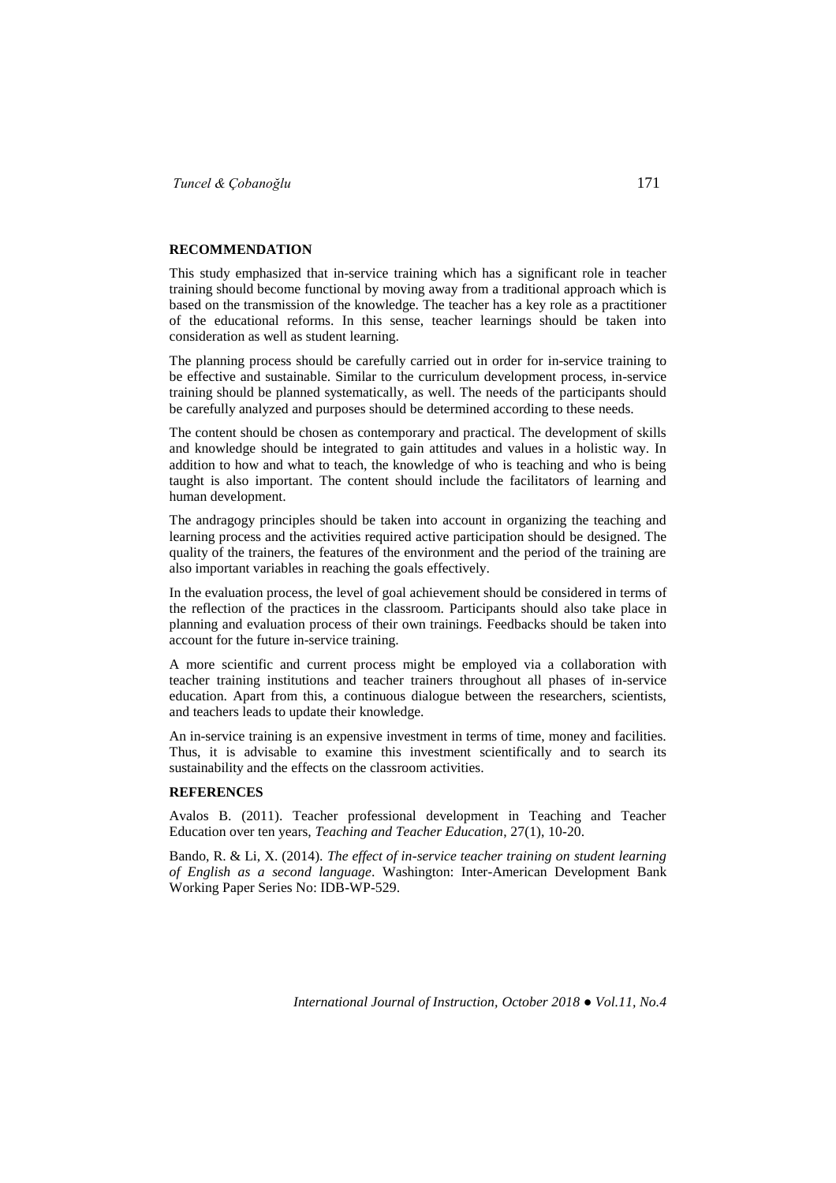## RECOMMENDATION

This study emphasized that in-service training which has a significant role in teacher training should become functional by moving away from a traditional approach which is based on the transmission of the knowledge. The teacher has a key role as a practitioner of the educational reforms. In this sense, teacher learnings should be taken into consideration as well as student learning.

The planning process should be carefully carried out in order for in-service training to be effective and sustainable. Similar to the curriculum development process, in-service training should be planned systematically, as well. The needs of the participants should be carefully analyzed and purposes should be determined according to these needs.

The content should be chosen as contemporary and practical. The development of skills and knowledge should be integrated to gain attitudes and values in a holistic way. In addition to how and what to teach, the knowledge of who is teaching and who is being taught is also important. The content should include the facilitators of learning and human development.

The andragogy principles should be taken into account in organizing the teaching and learning process and the activities required active participation should be designed. The quality of the trainers, the features of the environment and the period of the training are also important variables in reaching the goals effectively.

In the evaluation process, the level of goal achievement should be considered in terms of the reflection of the practices in the classroom. Participants should also take place in planning and evaluation process of their own trainings. Feedbacks should be taken into account for the future in-service training.

A more scientific and current process might be employed via a collaboration with teacher training institutions and teacher trainers throughout all phases of in-service education. Apart from this, a continuous dialogue between the researchers, scientists, and teachers leads to update their knowledge.

An in-service training is an expensive investment in terms of time, money and facilities. Thus, it is advisable to examine this investment scientifically and to search its sustainability and the effects on the classroom activities.

## REFERENCES

Avalos B. (2011). Teacher professional development in Teaching and Teacher Education over ten years, *Teaching and Teacher Education*, 27(1), 10-20.

Bando, R. & Li, X. (2014). *The effect of in-service teacher training on student learning of English as a second language*. Washington: Inter-American Development Bank Working Paper Series No: IDB-WP-529.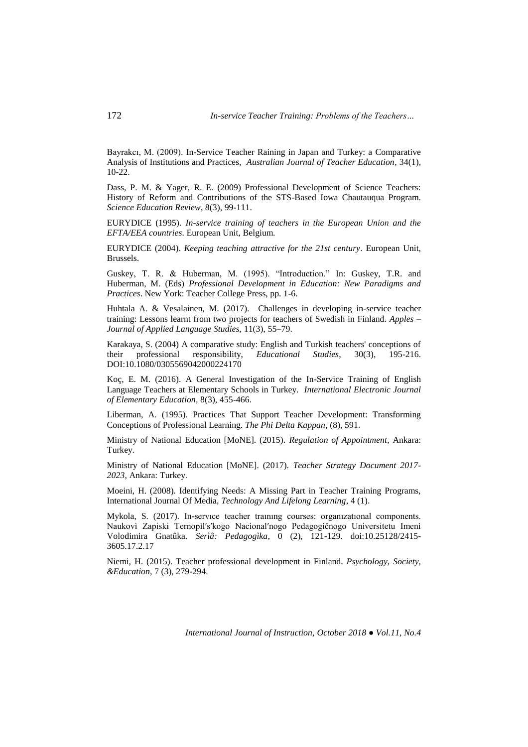Bayrakcı, M. (2009). In-Service Teacher Raining in Japan and Turkey: a Comparative Analysis of Institutions and Practices, *Australian Journal of Teacher Education*, 34(1), 10-22.

Dass, P. M. & Yager, R. E. (2009) Professional Development of Science Teachers: History of Reform and Contributions of the STS-Based Iowa Chautauqua Program. *Science Education Review*, 8(3), 99-111.

EURYDICE (1995). *In-service training of teachers in the European Union and the EFTA/EEA countries*. European Unit, Belgium.

EURYDICE (2004). *Keeping teaching attractive for the 21st century*. European Unit, Brussels.

Guskey, T. R. & Huberman, M. (1995). "Introduction." In: Guskey, T.R. and Huberman, M. (Eds) *Professional Development in Education: New Paradigms and Practices*. New York: Teacher College Press, pp. 1-6.

Huhtala A. & Vesalainen, M. (2017). Challenges in developing in-service teacher training: Lessons learnt from two projects for teachers of Swedish in Finland. *Apples – Journal of Applied Language Studies,* 11(3), 55–79.

Karakaya, S. (2004) A comparative study: English and Turkish teachers' conceptions of their professional responsibility, *Educational Studies*, 30(3), 195-216. DOI:10.1080/0305569042000224170

Koç, E. M. (2016). A General Investigation of the In-Service Training of English Language Teachers at Elementary Schools in Turkey. *International Electronic Journal of Elementary Education*, 8(3), 455-466.

Liberman, A. (1995). Practices That Support Teacher Development: Transforming Conceptions of Professional Learning. *The Phi Delta Kappan*, (8), 591.

Ministry of National Education [MoNE]. (2015). *Regulation of Appointment*, Ankara: Turkey.

Ministry of National Education [MoNE]. (2017). *Teacher Strategy Document 2017-2023*, Ankara: Turkey.

Moeini, H. (2008). Identifying Needs: A Missing Part in Teacher Training Programs, International Journal Of Media, *Technology And Lifelong Learning*, 4 (1).

Mykola, S. (2017). In-servıce teacher traınıng courses: organızatıonal components. Naukovì Zapiski Ternopìl′s′kogo Nacìonal′nogo Pedagogìčnogo Unìversitetu Imenì Volodimira Gnatûka. *Serìâ: Pedagogìka*, 0 (2), 121-129. doi:10.25128/2415-3605.17.2.17

Niemi, H. (2015). Teacher professional development in Finland. *Psychology, Society, &Education*, 7 (3), 279-294.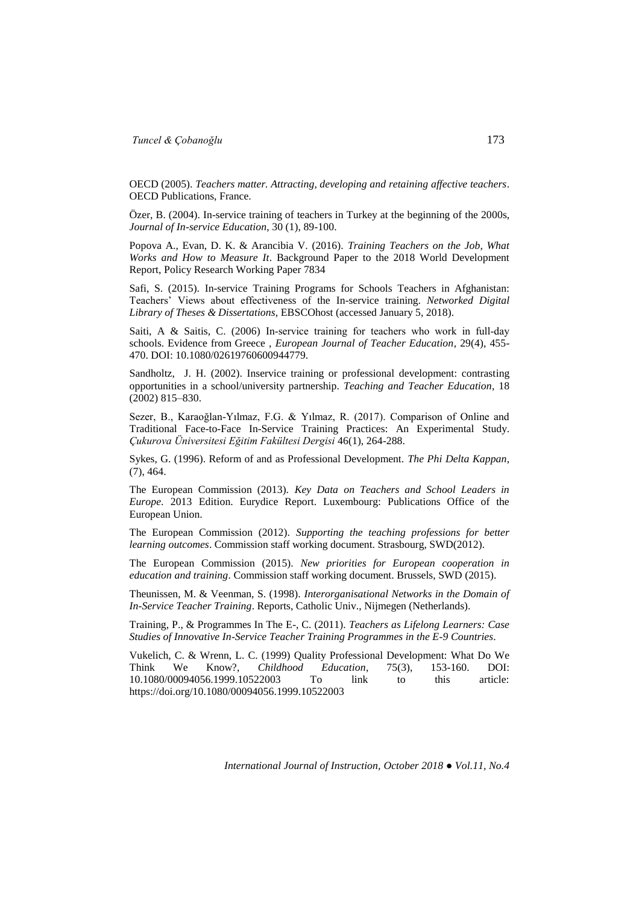OECD (2005). *Teachers matter. Attracting, developing and retaining affective teachers*. OECD Publications, France.

Özer, B. (2004). In-service training of teachers in Turkey at the beginning of the 2000s, *Journal of In-service Education*, 30 (1), 89-100.

Popova A., Evan, D. K. & Arancibia V. (2016). *Training Teachers on the Job, What Works and How to Measure It*. Background Paper to the 2018 World Development Report, Policy Research Working Paper 7834

Safi, S. (2015). In-service Training Programs for Schools Teachers in Afghanistan: Teachers' Views about effectiveness of the In-service training. *Networked Digital Library of Theses & Dissertations*, EBSCOhost (accessed January 5, 2018).

Saiti, A & Saitis, C. (2006) In-service training for teachers who work in full-day schools. Evidence from Greece , *European Journal of Teacher Education*, 29(4), 455-470. DOI: 10.1080/02619760600944779.

Sandholtz, J. H. (2002). Inservice training or professional development: contrasting opportunities in a school/university partnership. *Teaching and Teacher Education*, 18 (2002) 815–830.

Sezer, B., Karaoğlan-Yılmaz, F.G. & Yılmaz, R. (2017). Comparison of Online and Traditional Face-to-Face In-Service Training Practices: An Experimental Study. *Çukurova Üniversitesi Eğitim Fakültesi Dergisi* 46(1), 264-288.

Sykes, G. (1996). Reform of and as Professional Development. *The Phi Delta Kappan*, (7), 464.

The European Commission (2013). *Key Data on Teachers and School Leaders in Europe*. 2013 Edition. Eurydice Report. Luxembourg: Publications Office of the European Union.

The European Commission (2012). *Supporting the teaching professions for better learning outcomes*. Commission staff working document. Strasbourg, SWD(2012).

The European Commission (2015). *New priorities for European cooperation in education and training*. Commission staff working document. Brussels, SWD (2015).

Theunissen, M. & Veenman, S. (1998). *Interorganisational Networks in the Domain of In-Service Teacher Training*. Reports, Catholic Univ., Nijmegen (Netherlands).

Training, P., & Programmes In The E-, C. (2011). *Teachers as Lifelong Learners: Case Studies of Innovative In-Service Teacher Training Programmes in the E-9 Countries*.

Vukelich, C. & Wrenn, L. C. (1999) Quality Professional Development: What Do We Think We Know?, *Childhood Education*, 75(3), 153-160. DOI: 10.1080/00094056.1999.10522003 To link to this article: https://doi.org/10.1080/00094056.1999.10522003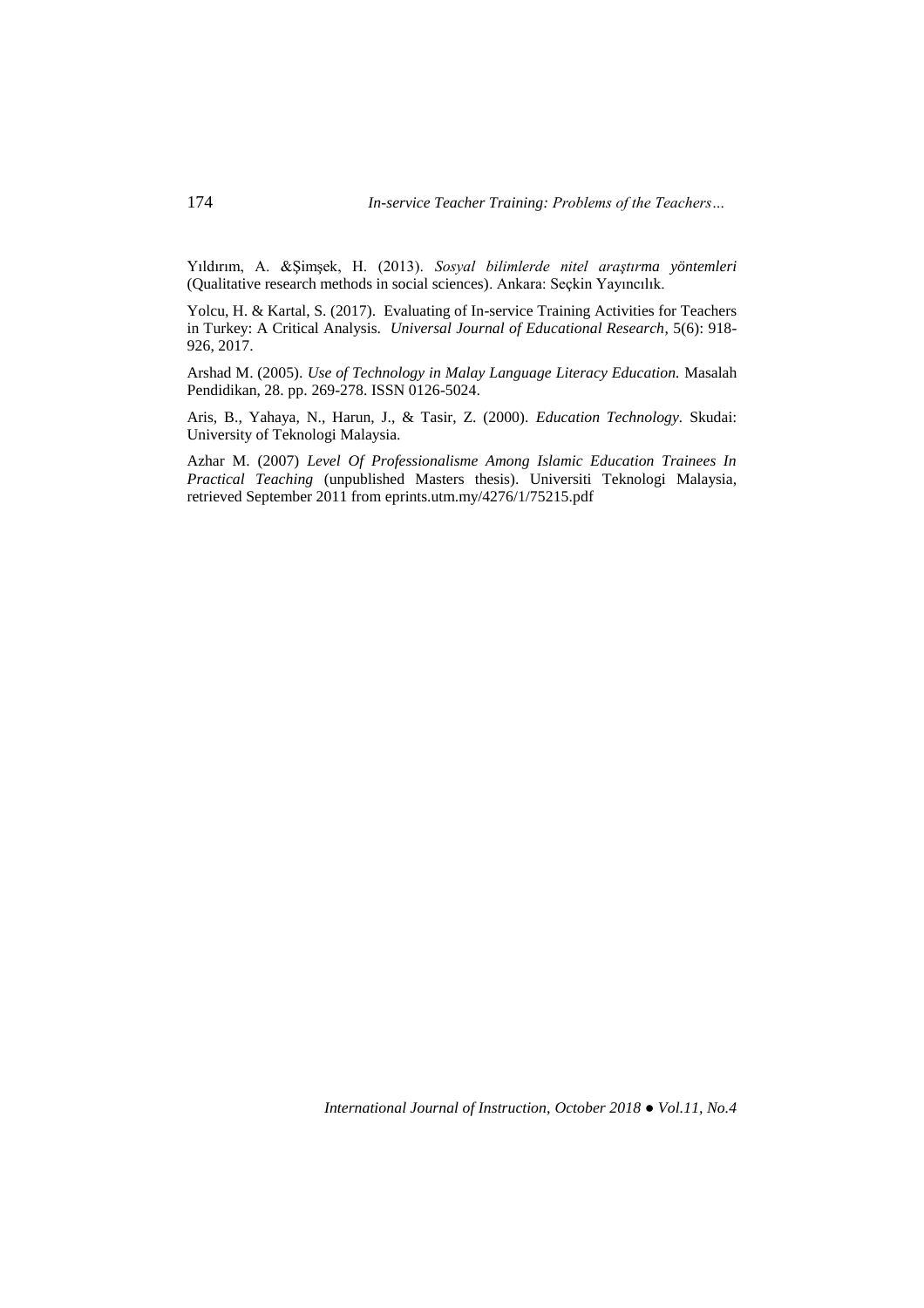Yıldırım, A. &Şimşek, H. (2013). *Sosyal bilimlerde nitel araştırma yöntemleri* (Qualitative research methods in social sciences). Ankara: Seçkin Yayıncılık.

Yolcu, H. & Kartal, S. (2017). Evaluating of In-service Training Activities for Teachers in Turkey: A Critical Analysis. *Universal Journal of Educational Research*, 5(6): 918-926, 2017.

Arshad M. (2005). *Use of Technology in Malay Language Literacy Education.* Masalah Pendidikan, 28. pp. 269-278. ISSN 0126-5024.

Aris, B., Yahaya, N., Harun, J., & Tasir, Z. (2000). *Education Technology.* Skudai: University of Teknologi Malaysia.

Azhar M. (2007) *Level Of Professionalisme Among Islamic Education Trainees In Practical Teaching* (unpublished Masters thesis). Universiti Teknologi Malaysia, retrieved September 2011 from eprints.utm.my/4276/1/75215.pdf